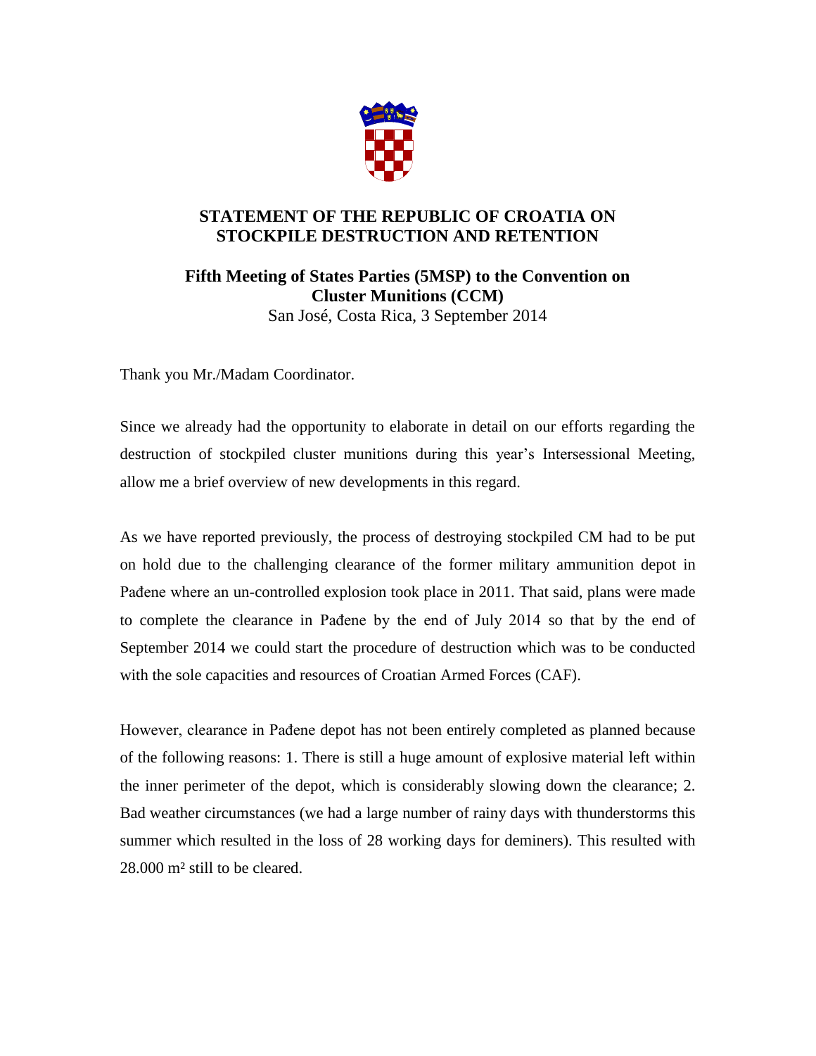# STATEMENT OF THE REPUBLIC OF CROATIA ON STOCKPILE DESTRUCTION AND RETENTION

## Fifth Meeting of States Parties (5MSP) to the Convention on Cluster Munitions (CCM)

San José, Costa Rica, 3 September 2014

Thank you Mr./Madam Coordinator.

Since we already had the opportunity to elaborate in detail on our efforts regarding the destruction of stockpiled cluster munitions during this year's Intersessional Meeting, allow me a brief overview of new developments in this regard.

As we have reported previously, the process of destroying stockpiled CM had to be put on hold due to the challenging clearance of the former military ammunition depot in Pađene where an un-controlled explosion took place in 2011. That said, plans were made to complete the clearance in Pađene by the end of July 2014 so that by the end of September 2014 we could start the procedure of destruction which was to be conducted with the sole capacities and resources of Croatian Armed Forces (CAF).

However, clearance in Pađene depot has not been entirely completed as planned because of the following reasons: 1. There is still a huge amount of explosive material left within the inner perimeter of the depot, which is considerably slowing down the clearance; 2. Bad weather circumstances (we had a large number of rainy days with thunderstorms this summer which resulted in the loss of 28 working days for deminers). This resulted with 28.000 m² still to be cleared.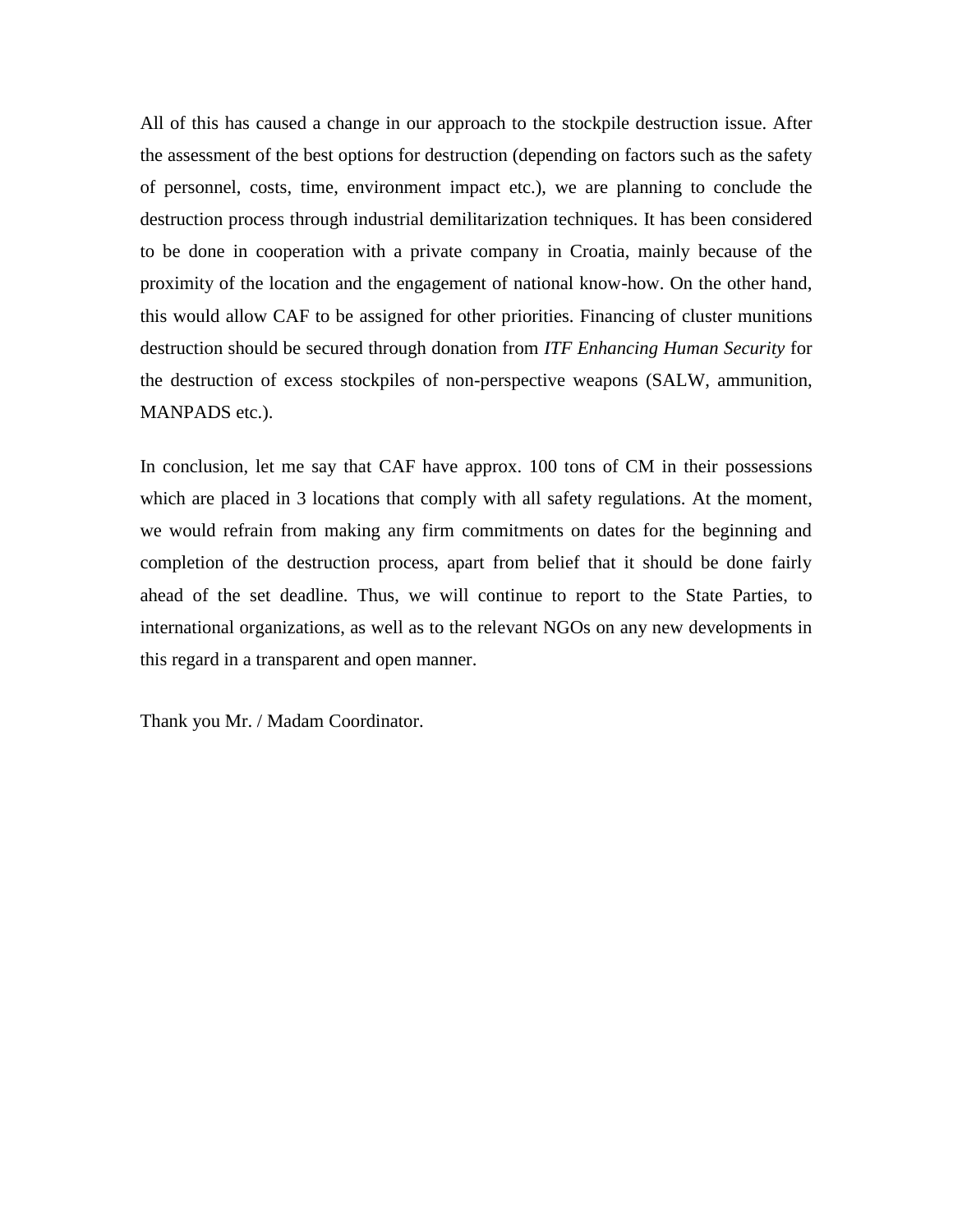All of this has caused a change in our approach to the stockpile destruction issue. After the assessment of the best options for destruction (depending on factors such as the safety of personnel, costs, time, environment impact etc.), we are planning to conclude the destruction process through industrial demilitarization techniques. It has been considered to be done in cooperation with a private company in Croatia, mainly because of the proximity of the location and the engagement of national know-how. On the other hand, this would allow CAF to be assigned for other priorities. Financing of cluster munitions destruction should be secured through donation from *ITF Enhancing Human Security* for the destruction of excess stockpiles of non-perspective weapons (SALW, ammunition, MANPADS etc.).

In conclusion, let me say that CAF have approx. 100 tons of CM in their possessions which are placed in 3 locations that comply with all safety regulations. At the moment, we would refrain from making any firm commitments on dates for the beginning and completion of the destruction process, apart from belief that it should be done fairly ahead of the set deadline. Thus, we will continue to report to the State Parties, to international organizations, as well as to the relevant NGOs on any new developments in this regard in a transparent and open manner.

Thank you Mr. / Madam Coordinator.